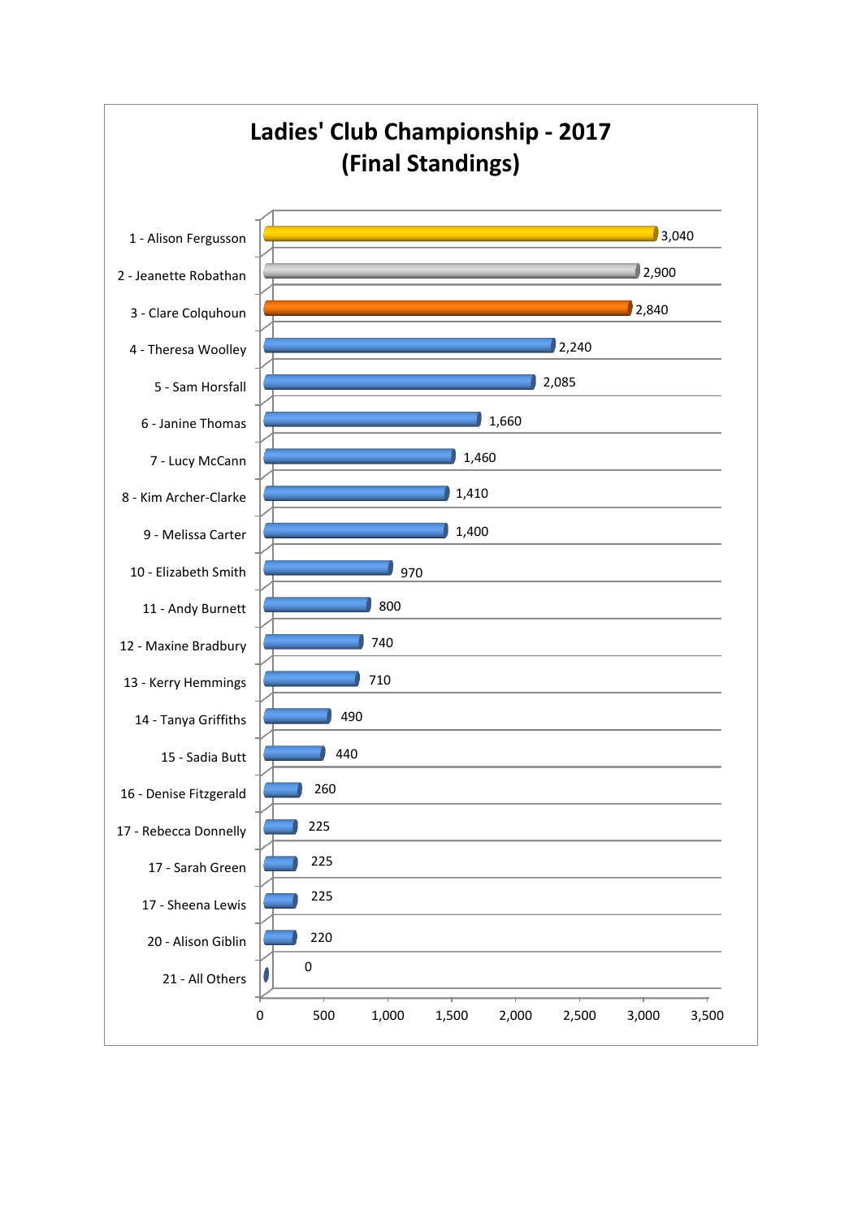# Ladies' Club Championship - 2017
# (Final Standings)

| Player | Points |
|---|---|
| 1 - Alison Fergusson | 3,040 |
| 2 - Jeanette Robathan | 2,900 |
| 3 - Clare Colquhoun | 2,840 |
| 4 - Theresa Woolley | 2,240 |
| 5 - Sam Horsfall | 2,085 |
| 6 - Janine Thomas | 1,660 |
| 7 - Lucy McCann | 1,460 |
| 8 - Kim Archer-Clarke | 1,410 |
| 9 - Melissa Carter | 1,400 |
| 10 - Elizabeth Smith | 970 |
| 11 - Andy Burnett | 800 |
| 12 - Maxine Bradbury | 740 |
| 13 - Kerry Hemmings | 710 |
| 14 - Tanya Griffiths | 490 |
| 15 - Sadia Butt | 440 |
| 16 - Denise Fitzgerald | 260 |
| 17 - Rebecca Donnelly | 225 |
| 17 - Sarah Green | 225 |
| 17 - Sheena Lewis | 225 |
| 20 - Alison Giblin | 220 |
| 21 - All Others | 0 |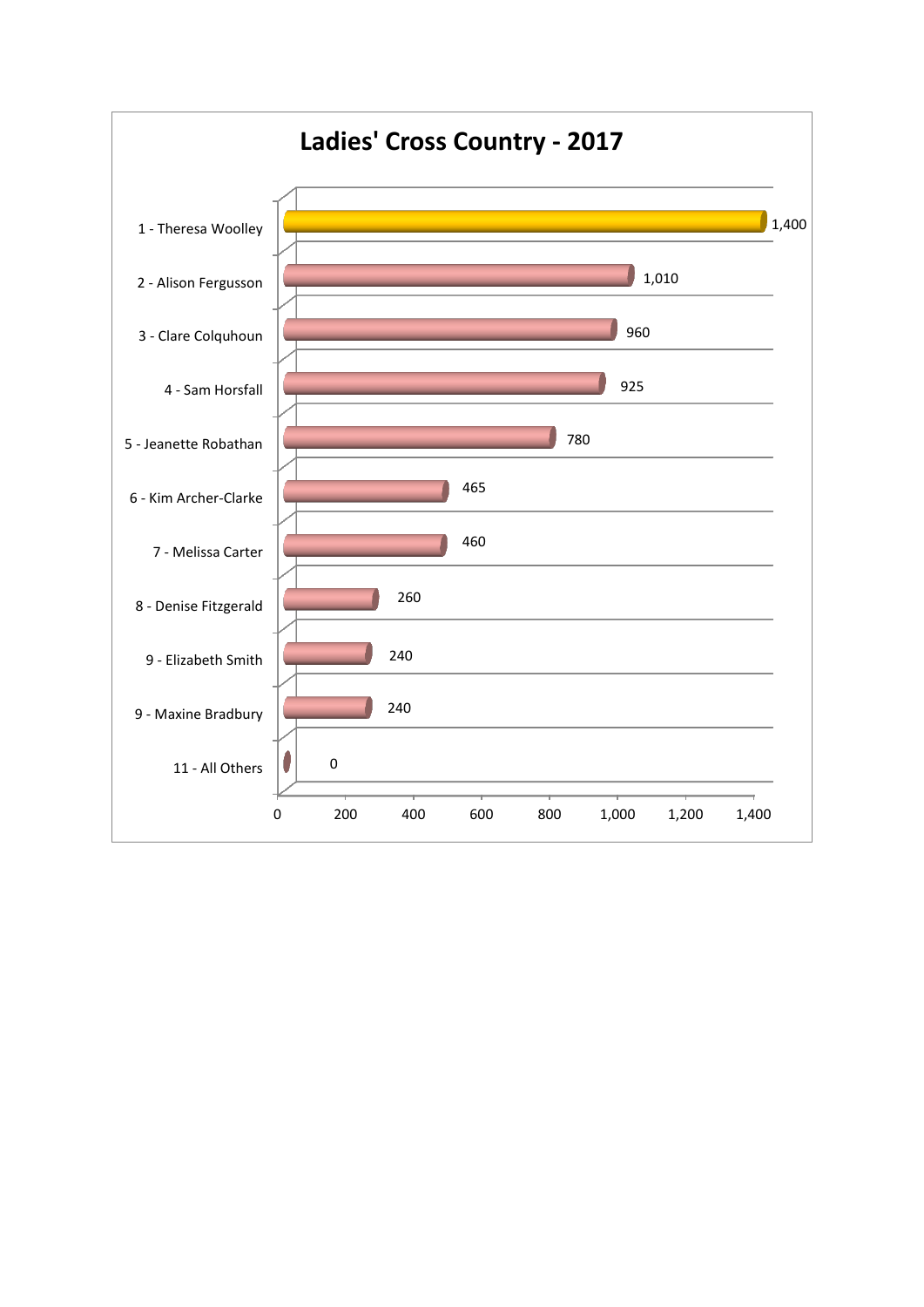# Ladies' Cross Country - 2017

| Position - Name | Points |
|---|---|
| 1 - Theresa Woolley | 1,400 |
| 2 - Alison Fergusson | 1,010 |
| 3 - Clare Colquhoun | 960 |
| 4 - Sam Horsfall | 925 |
| 5 - Jeanette Robathan | 780 |
| 6 - Kim Archer-Clarke | 465 |
| 7 - Melissa Carter | 460 |
| 8 - Denise Fitzgerald | 260 |
| 9 - Elizabeth Smith | 240 |
| 9 - Maxine Bradbury | 240 |
| 11 - All Others | 0 |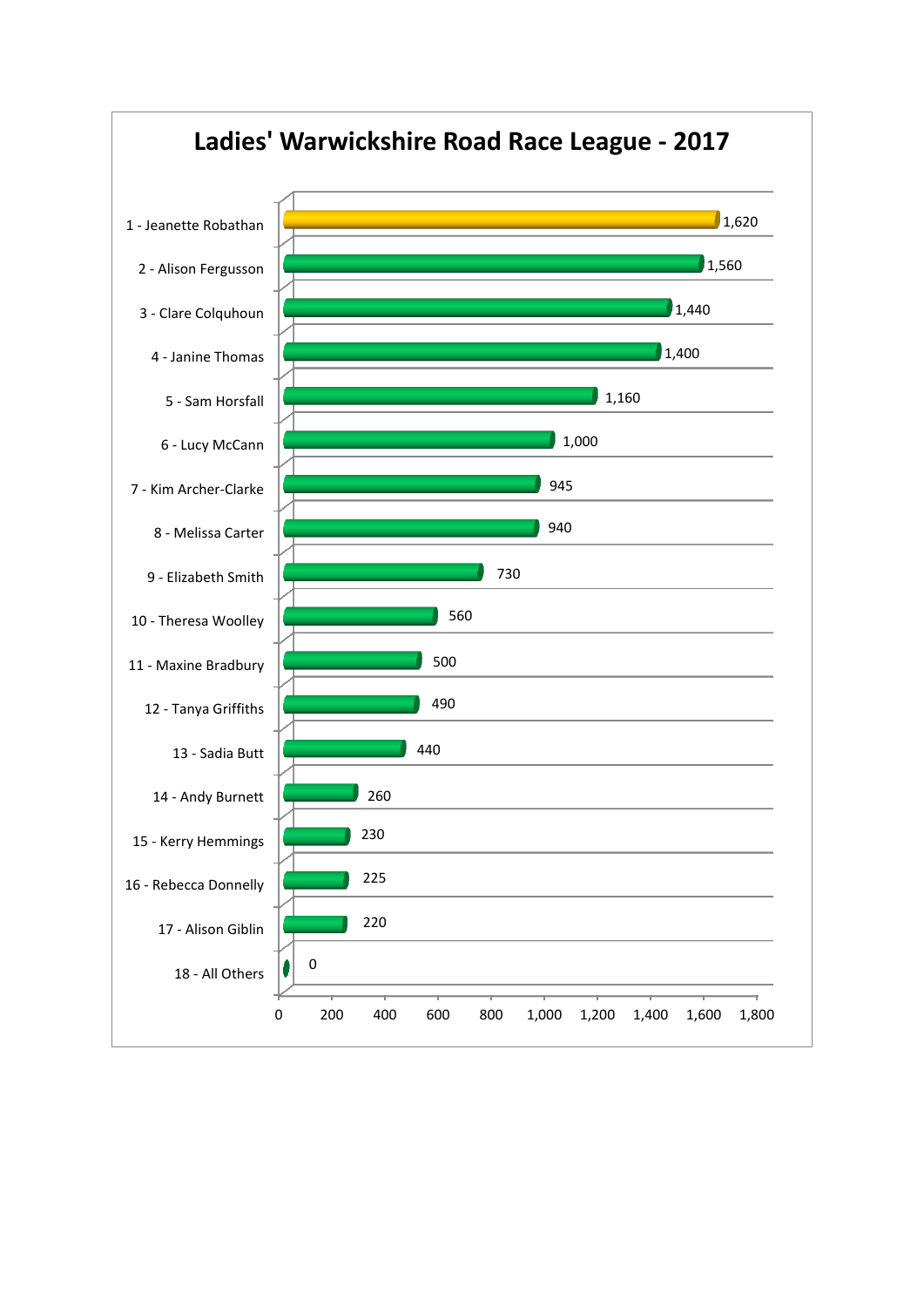# Ladies' Warwickshire Road Race League - 2017

| Position - Name | Points |
|---|---|
| 1 - Jeanette Robathan | 1,620 |
| 2 - Alison Fergusson | 1,560 |
| 3 - Clare Colquhoun | 1,440 |
| 4 - Janine Thomas | 1,400 |
| 5 - Sam Horsfall | 1,160 |
| 6 - Lucy McCann | 1,000 |
| 7 - Kim Archer-Clarke | 945 |
| 8 - Melissa Carter | 940 |
| 9 - Elizabeth Smith | 730 |
| 10 - Theresa Woolley | 560 |
| 11 - Maxine Bradbury | 500 |
| 12 - Tanya Griffiths | 490 |
| 13 - Sadia Butt | 440 |
| 14 - Andy Burnett | 260 |
| 15 - Kerry Hemmings | 230 |
| 16 - Rebecca Donnelly | 225 |
| 17 - Alison Giblin | 220 |
| 18 - All Others | 0 |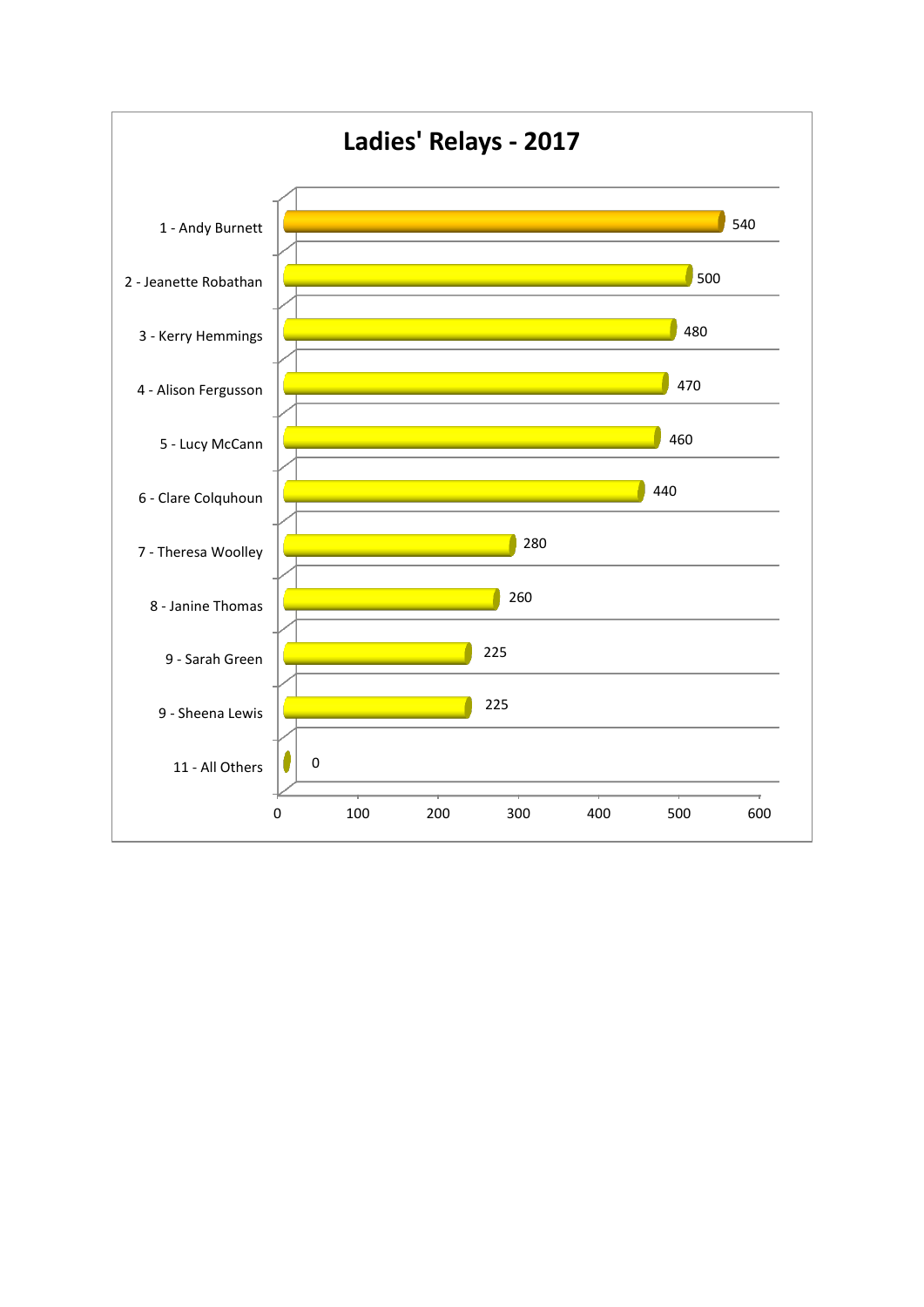# Ladies' Relays - 2017

| Position - Name | Points |
|---|---|
| 1 - Andy Burnett | 540 |
| 2 - Jeanette Robathan | 500 |
| 3 - Kerry Hemmings | 480 |
| 4 - Alison Fergusson | 470 |
| 5 - Lucy McCann | 460 |
| 6 - Clare Colquhoun | 440 |
| 7 - Theresa Woolley | 280 |
| 8 - Janine Thomas | 260 |
| 9 - Sarah Green | 225 |
| 9 - Sheena Lewis | 225 |
| 11 - All Others | 0 |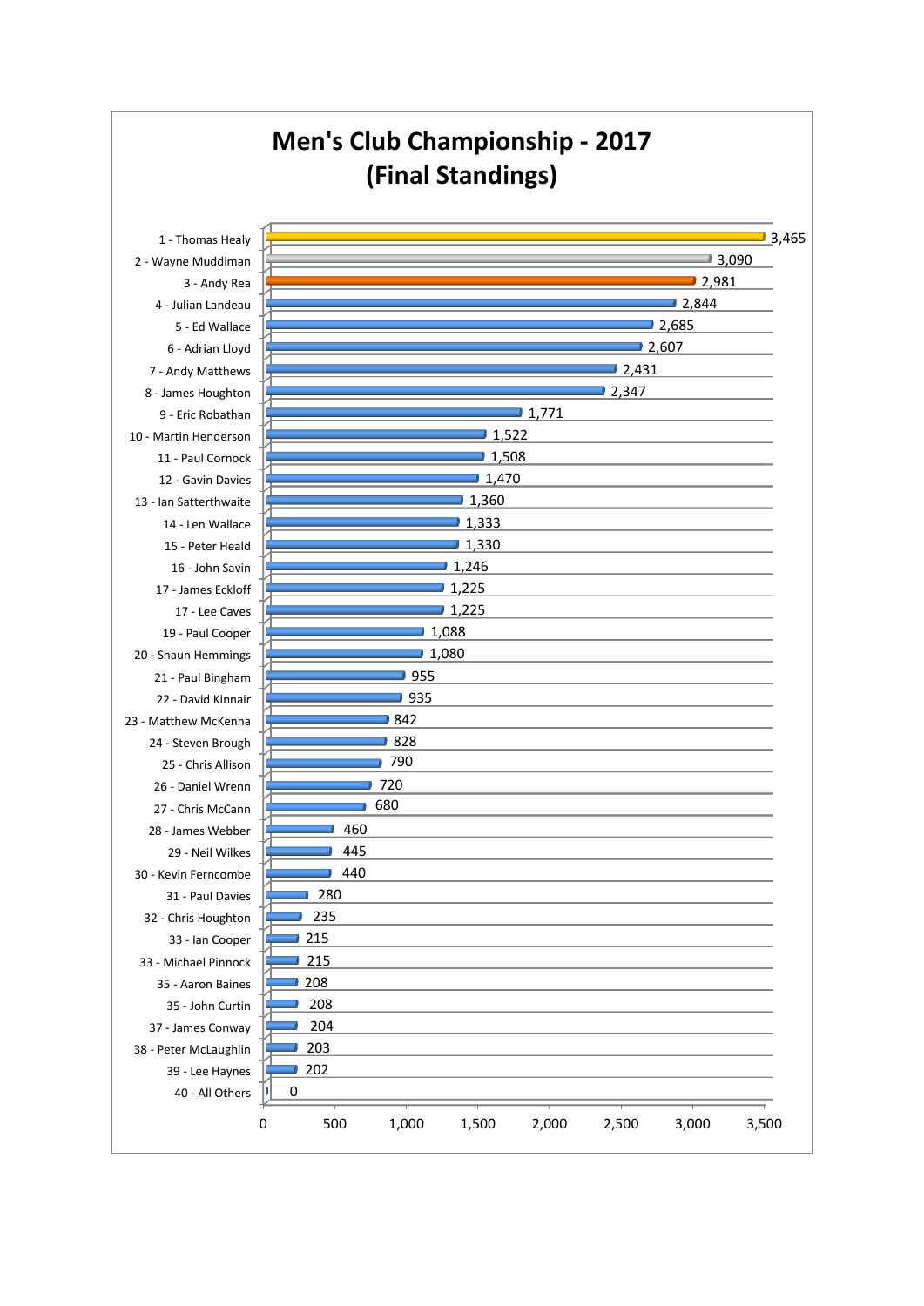# Men's Club Championship - 2017
## (Final Standings)

| Position - Name | Points |
| --- | --- |
| 1 - Thomas Healy | 3,465 |
| 2 - Wayne Muddiman | 3,090 |
| 3 - Andy Rea | 2,981 |
| 4 - Julian Landeau | 2,844 |
| 5 - Ed Wallace | 2,685 |
| 6 - Adrian Lloyd | 2,607 |
| 7 - Andy Matthews | 2,431 |
| 8 - James Houghton | 2,347 |
| 9 - Eric Robathan | 1,771 |
| 10 - Martin Henderson | 1,522 |
| 11 - Paul Cornock | 1,508 |
| 12 - Gavin Davies | 1,470 |
| 13 - Ian Satterthwaite | 1,360 |
| 14 - Len Wallace | 1,333 |
| 15 - Peter Heald | 1,330 |
| 16 - John Savin | 1,246 |
| 17 - James Eckloff | 1,225 |
| 17 - Lee Caves | 1,225 |
| 19 - Paul Cooper | 1,088 |
| 20 - Shaun Hemmings | 1,080 |
| 21 - Paul Bingham | 955 |
| 22 - David Kinnair | 935 |
| 23 - Matthew McKenna | 842 |
| 24 - Steven Brough | 828 |
| 25 - Chris Allison | 790 |
| 26 - Daniel Wrenn | 720 |
| 27 - Chris McCann | 680 |
| 28 - James Webber | 460 |
| 29 - Neil Wilkes | 445 |
| 30 - Kevin Ferncombe | 440 |
| 31 - Paul Davies | 280 |
| 32 - Chris Houghton | 235 |
| 33 - Ian Cooper | 215 |
| 33 - Michael Pinnock | 215 |
| 35 - Aaron Baines | 208 |
| 35 - John Curtin | 208 |
| 37 - James Conway | 204 |
| 38 - Peter McLaughlin | 203 |
| 39 - Lee Haynes | 202 |
| 40 - All Others | 0 |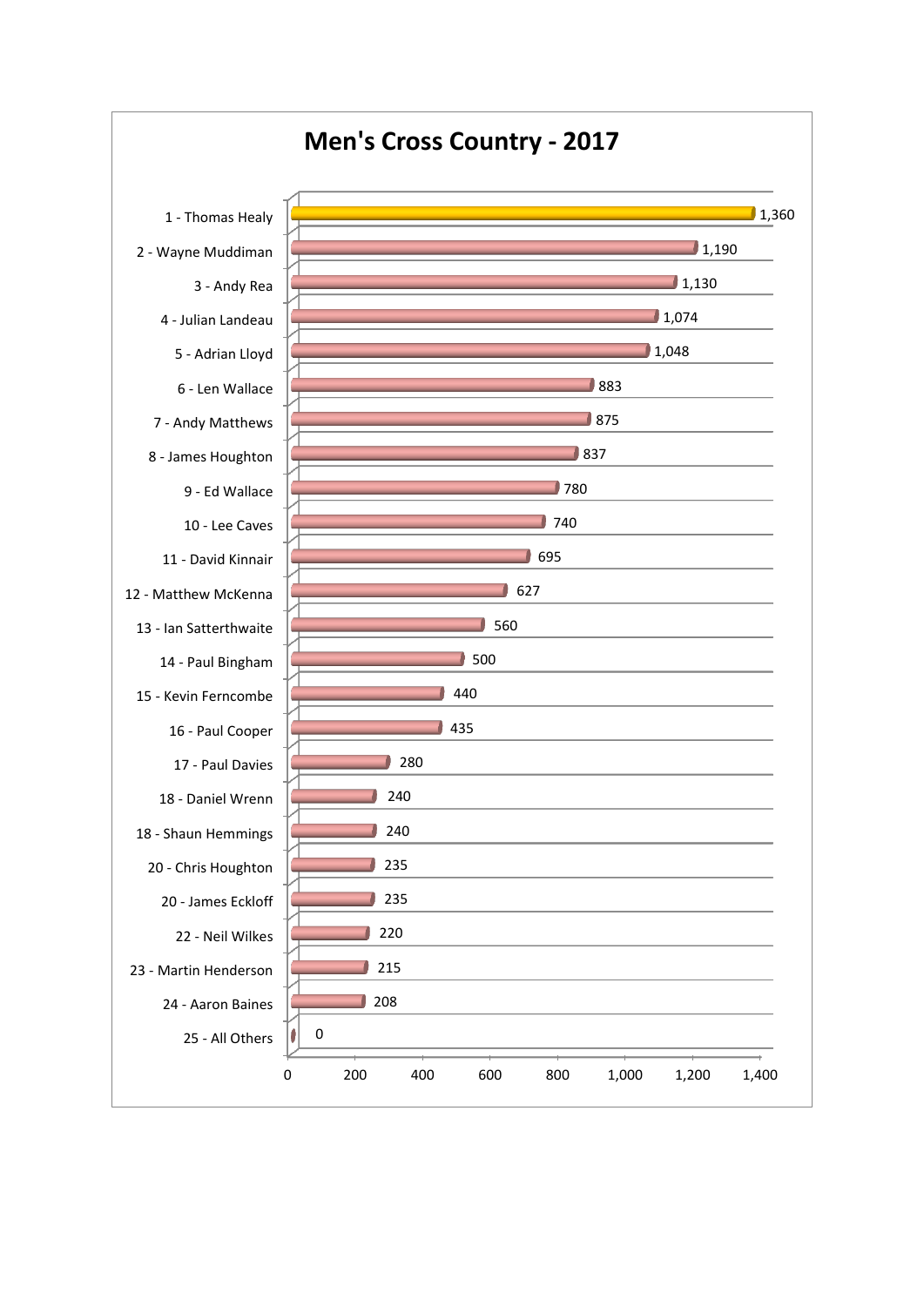# Men's Cross Country - 2017

| Position - Name | Points |
|---|---|
| 1 - Thomas Healy | 1,360 |
| 2 - Wayne Muddiman | 1,190 |
| 3 - Andy Rea | 1,130 |
| 4 - Julian Landeau | 1,074 |
| 5 - Adrian Lloyd | 1,048 |
| 6 - Len Wallace | 883 |
| 7 - Andy Matthews | 875 |
| 8 - James Houghton | 837 |
| 9 - Ed Wallace | 780 |
| 10 - Lee Caves | 740 |
| 11 - David Kinnair | 695 |
| 12 - Matthew McKenna | 627 |
| 13 - Ian Satterthwaite | 560 |
| 14 - Paul Bingham | 500 |
| 15 - Kevin Ferncombe | 440 |
| 16 - Paul Cooper | 435 |
| 17 - Paul Davies | 280 |
| 18 - Daniel Wrenn | 240 |
| 18 - Shaun Hemmings | 240 |
| 20 - Chris Houghton | 235 |
| 20 - James Eckloff | 235 |
| 22 - Neil Wilkes | 220 |
| 23 - Martin Henderson | 215 |
| 24 - Aaron Baines | 208 |
| 25 - All Others | 0 |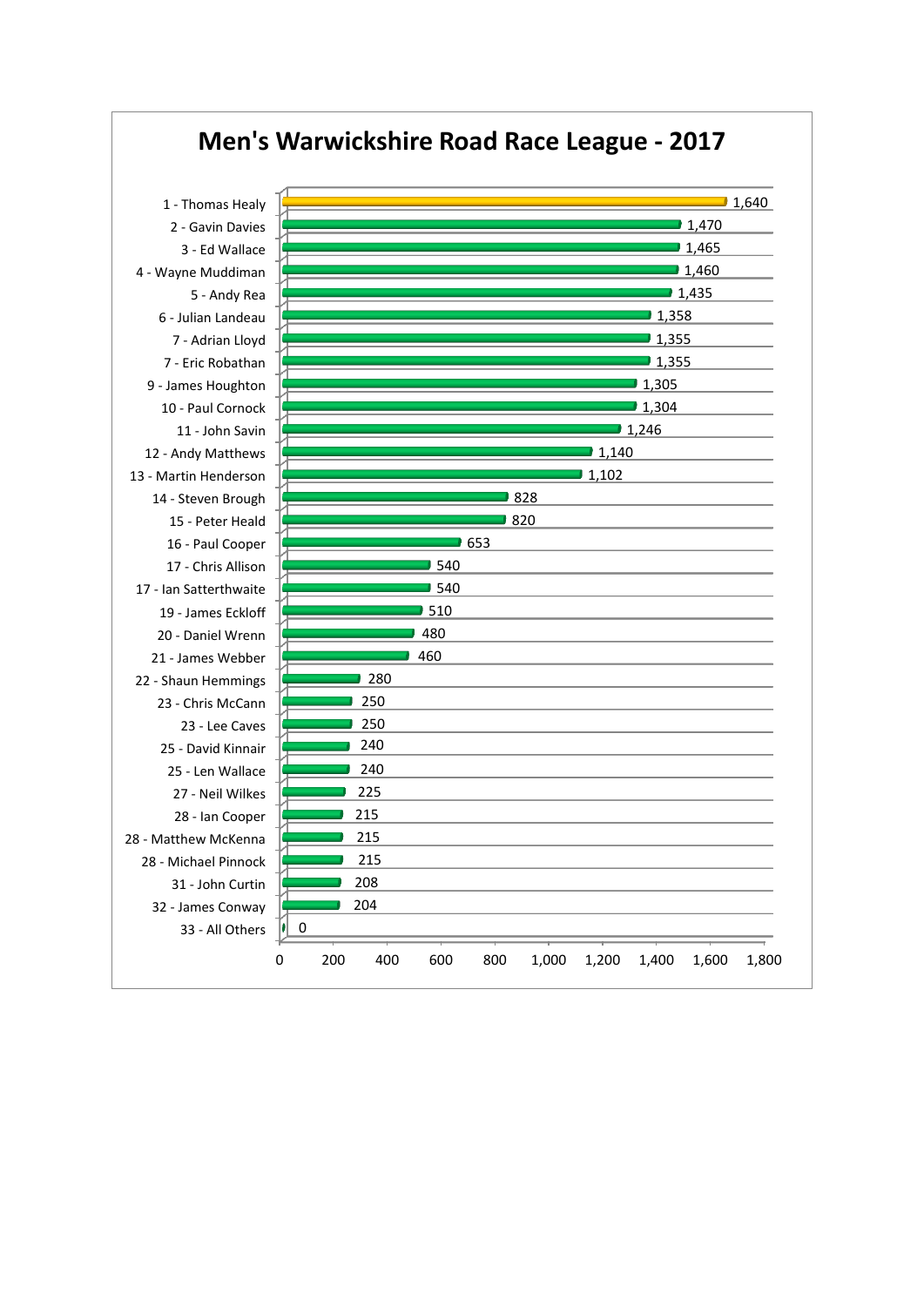# Men's Warwickshire Road Race League - 2017

| Position - Name | Points |
|---|---|
| 1 - Thomas Healy | 1,640 |
| 2 - Gavin Davies | 1,470 |
| 3 - Ed Wallace | 1,465 |
| 4 - Wayne Muddiman | 1,460 |
| 5 - Andy Rea | 1,435 |
| 6 - Julian Landeau | 1,358 |
| 7 - Adrian Lloyd | 1,355 |
| 7 - Eric Robathan | 1,355 |
| 9 - James Houghton | 1,305 |
| 10 - Paul Cornock | 1,304 |
| 11 - John Savin | 1,246 |
| 12 - Andy Matthews | 1,140 |
| 13 - Martin Henderson | 1,102 |
| 14 - Steven Brough | 828 |
| 15 - Peter Heald | 820 |
| 16 - Paul Cooper | 653 |
| 17 - Chris Allison | 540 |
| 17 - Ian Satterthwaite | 540 |
| 19 - James Eckloff | 510 |
| 20 - Daniel Wrenn | 480 |
| 21 - James Webber | 460 |
| 22 - Shaun Hemmings | 280 |
| 23 - Chris McCann | 250 |
| 23 - Lee Caves | 250 |
| 25 - David Kinnair | 240 |
| 25 - Len Wallace | 240 |
| 27 - Neil Wilkes | 225 |
| 28 - Ian Cooper | 215 |
| 28 - Matthew McKenna | 215 |
| 28 - Michael Pinnock | 215 |
| 31 - John Curtin | 208 |
| 32 - James Conway | 204 |
| 33 - All Others | 0 |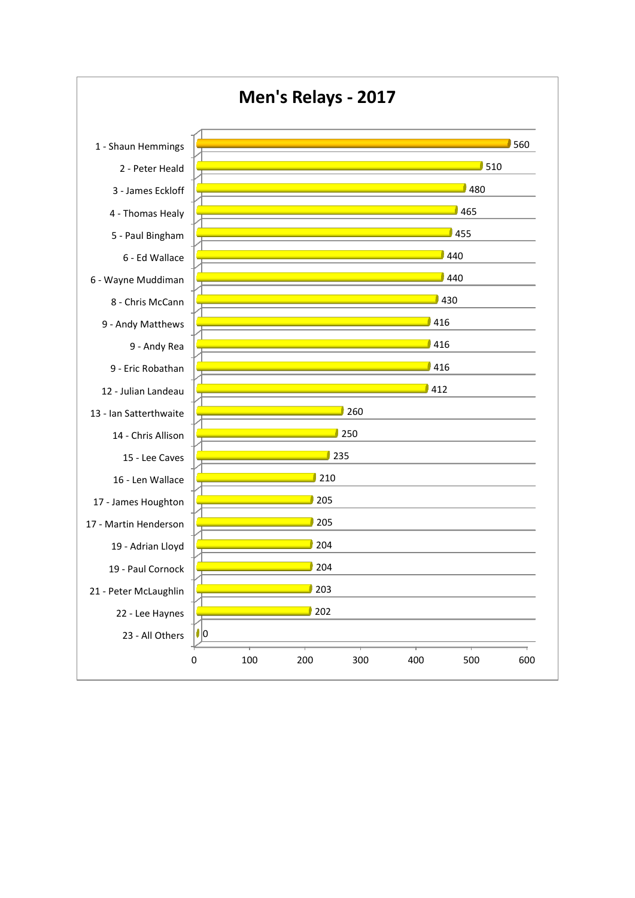# Men's Relays - 2017

1 - Shaun Hemmings 560
2 - Peter Heald 510
3 - James Eckloff 480
4 - Thomas Healy 465
5 - Paul Bingham 455
6 - Ed Wallace 440
6 - Wayne Muddiman 440
8 - Chris McCann 430
9 - Andy Matthews 416
9 - Andy Rea 416
9 - Eric Robathan 416
12 - Julian Landeau 412
13 - Ian Satterthwaite 260
14 - Chris Allison 250
15 - Lee Caves 235
16 - Len Wallace 210
17 - James Houghton 205
17 - Martin Henderson 205
19 - Adrian Lloyd 204
19 - Paul Cornock 204
21 - Peter McLaughlin 203
22 - Lee Haynes 202
23 - All Others 0

0 100 200 300 400 500 600